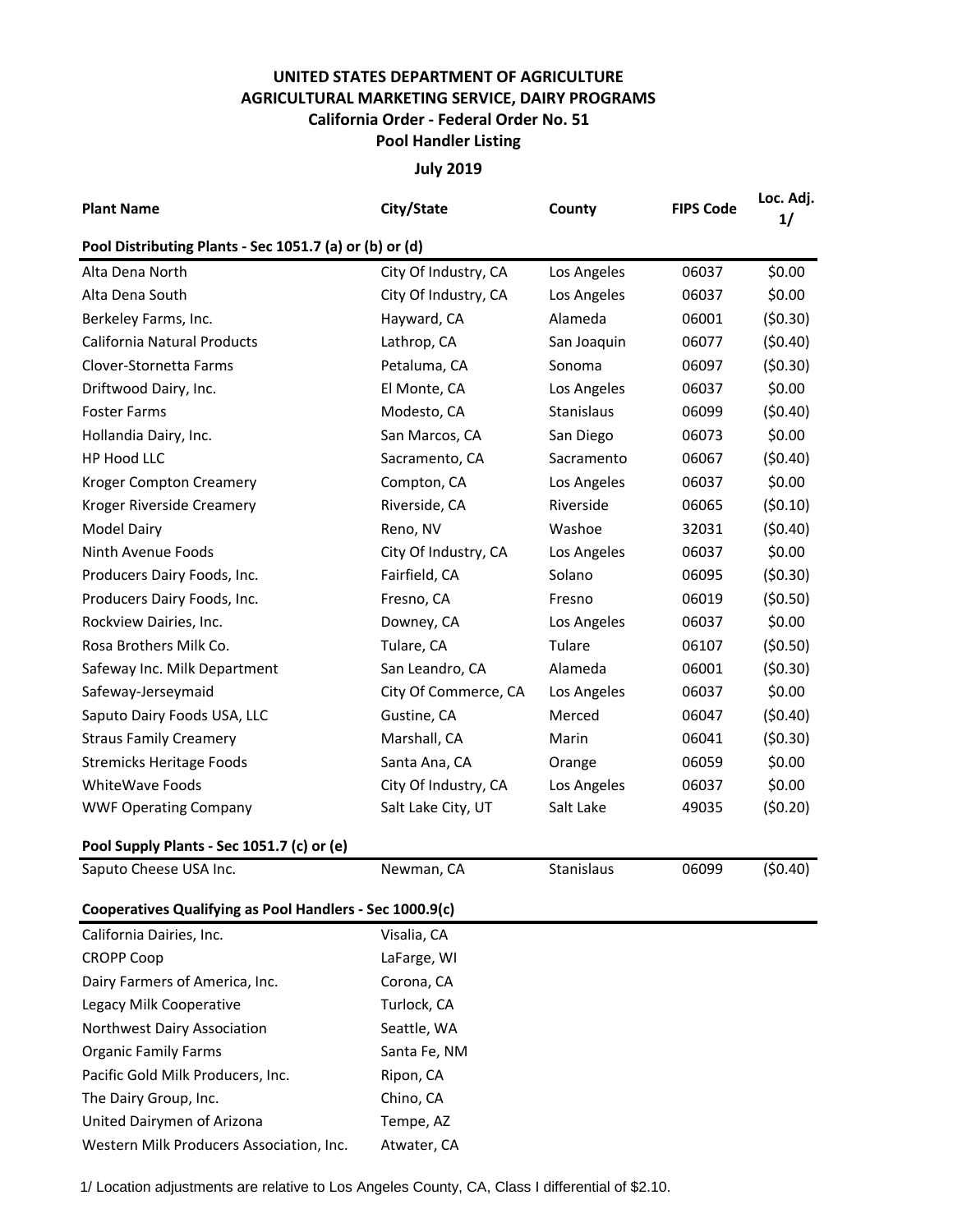# UNITED STATES DEPARTMENT OF AGRICULTURE
## AGRICULTURAL MARKETING SERVICE, DAIRY PROGRAMS
### California Order - Federal Order No. 51
### Pool Handler Listing

**July 2019**

| Plant Name | City/State | County | FIPS Code | Loc. Adj. 1/ |
|---|---|---|---|---|
| **Pool Distributing Plants - Sec 1051.7 (a) or (b) or (d)** | | | | |
| Alta Dena North | City Of Industry, CA | Los Angeles | 06037 | $0.00 |
| Alta Dena South | City Of Industry, CA | Los Angeles | 06037 | $0.00 |
| Berkeley Farms, Inc. | Hayward, CA | Alameda | 06001 | ($0.30) |
| California Natural Products | Lathrop, CA | San Joaquin | 06077 | ($0.40) |
| Clover-Stornetta Farms | Petaluma, CA | Sonoma | 06097 | ($0.30) |
| Driftwood Dairy, Inc. | El Monte, CA | Los Angeles | 06037 | $0.00 |
| Foster Farms | Modesto, CA | Stanislaus | 06099 | ($0.40) |
| Hollandia Dairy, Inc. | San Marcos, CA | San Diego | 06073 | $0.00 |
| HP Hood LLC | Sacramento, CA | Sacramento | 06067 | ($0.40) |
| Kroger Compton Creamery | Compton, CA | Los Angeles | 06037 | $0.00 |
| Kroger Riverside Creamery | Riverside, CA | Riverside | 06065 | ($0.10) |
| Model Dairy | Reno, NV | Washoe | 32031 | ($0.40) |
| Ninth Avenue Foods | City Of Industry, CA | Los Angeles | 06037 | $0.00 |
| Producers Dairy Foods, Inc. | Fairfield, CA | Solano | 06095 | ($0.30) |
| Producers Dairy Foods, Inc. | Fresno, CA | Fresno | 06019 | ($0.50) |
| Rockview Dairies, Inc. | Downey, CA | Los Angeles | 06037 | $0.00 |
| Rosa Brothers Milk Co. | Tulare, CA | Tulare | 06107 | ($0.50) |
| Safeway Inc. Milk Department | San Leandro, CA | Alameda | 06001 | ($0.30) |
| Safeway-Jerseymaid | City Of Commerce, CA | Los Angeles | 06037 | $0.00 |
| Saputo Dairy Foods USA, LLC | Gustine, CA | Merced | 06047 | ($0.40) |
| Straus Family Creamery | Marshall, CA | Marin | 06041 | ($0.30) |
| Stremicks Heritage Foods | Santa Ana, CA | Orange | 06059 | $0.00 |
| WhiteWave Foods | City Of Industry, CA | Los Angeles | 06037 | $0.00 |
| WWF Operating Company | Salt Lake City, UT | Salt Lake | 49035 | ($0.20) |
| **Pool Supply Plants - Sec 1051.7 (c) or (e)** | | | | |
| Saputo Cheese USA Inc. | Newman, CA | Stanislaus | 06099 | ($0.40) |
| **Cooperatives Qualifying as Pool Handlers - Sec 1000.9(c)** | | | | |
| California Dairies, Inc. | Visalia, CA | | | |
| CROPP Coop | LaFarge, WI | | | |
| Dairy Farmers of America, Inc. | Corona, CA | | | |
| Legacy Milk Cooperative | Turlock, CA | | | |
| Northwest Dairy Association | Seattle, WA | | | |
| Organic Family Farms | Santa Fe, NM | | | |
| Pacific Gold Milk Producers, Inc. | Ripon, CA | | | |
| The Dairy Group, Inc. | Chino, CA | | | |
| United Dairymen of Arizona | Tempe, AZ | | | |
| Western Milk Producers Association, Inc. | Atwater, CA | | | |

1/ Location adjustments are relative to Los Angeles County, CA, Class I differential of $2.10.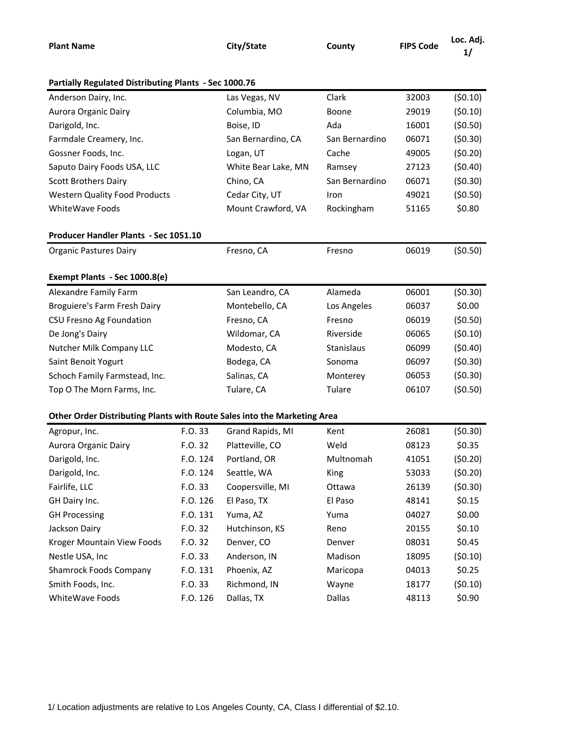| Plant Name | | City/State | County | FIPS Code | Loc. Adj. 1/ |
|---|---|---|---|---|---|
| **Partially Regulated Distributing Plants - Sec 1000.76** | | | | | |
| Anderson Dairy, Inc. | | Las Vegas, NV | Clark | 32003 | ($0.10) |
| Aurora Organic Dairy | | Columbia, MO | Boone | 29019 | ($0.10) |
| Darigold, Inc. | | Boise, ID | Ada | 16001 | ($0.50) |
| Farmdale Creamery, Inc. | | San Bernardino, CA | San Bernardino | 06071 | ($0.30) |
| Gossner Foods, Inc. | | Logan, UT | Cache | 49005 | ($0.20) |
| Saputo Dairy Foods USA, LLC | | White Bear Lake, MN | Ramsey | 27123 | ($0.40) |
| Scott Brothers Dairy | | Chino, CA | San Bernardino | 06071 | ($0.30) |
| Western Quality Food Products | | Cedar City, UT | Iron | 49021 | ($0.50) |
| WhiteWave Foods | | Mount Crawford, VA | Rockingham | 51165 | $0.80 |
| **Producer Handler Plants - Sec 1051.10** | | | | | |
| Organic Pastures Dairy | | Fresno, CA | Fresno | 06019 | ($0.50) |
| **Exempt Plants - Sec 1000.8(e)** | | | | | |
| Alexandre Family Farm | | San Leandro, CA | Alameda | 06001 | ($0.30) |
| Broguiere's Farm Fresh Dairy | | Montebello, CA | Los Angeles | 06037 | $0.00 |
| CSU Fresno Ag Foundation | | Fresno, CA | Fresno | 06019 | ($0.50) |
| De Jong's Dairy | | Wildomar, CA | Riverside | 06065 | ($0.10) |
| Nutcher Milk Company LLC | | Modesto, CA | Stanislaus | 06099 | ($0.40) |
| Saint Benoit Yogurt | | Bodega, CA | Sonoma | 06097 | ($0.30) |
| Schoch Family Farmstead, Inc. | | Salinas, CA | Monterey | 06053 | ($0.30) |
| Top O The Morn Farms, Inc. | | Tulare, CA | Tulare | 06107 | ($0.50) |
| **Other Order Distributing Plants with Route Sales into the Marketing Area** | | | | | |
| Agropur, Inc. | F.O. 33 | Grand Rapids, MI | Kent | 26081 | ($0.30) |
| Aurora Organic Dairy | F.O. 32 | Platteville, CO | Weld | 08123 | $0.35 |
| Darigold, Inc. | F.O. 124 | Portland, OR | Multnomah | 41051 | ($0.20) |
| Darigold, Inc. | F.O. 124 | Seattle, WA | King | 53033 | ($0.20) |
| Fairlife, LLC | F.O. 33 | Coopersville, MI | Ottawa | 26139 | ($0.30) |
| GH Dairy Inc. | F.O. 126 | El Paso, TX | El Paso | 48141 | $0.15 |
| GH Processing | F.O. 131 | Yuma, AZ | Yuma | 04027 | $0.00 |
| Jackson Dairy | F.O. 32 | Hutchinson, KS | Reno | 20155 | $0.10 |
| Kroger Mountain View Foods | F.O. 32 | Denver, CO | Denver | 08031 | $0.45 |
| Nestle USA, Inc | F.O. 33 | Anderson, IN | Madison | 18095 | ($0.10) |
| Shamrock Foods Company | F.O. 131 | Phoenix, AZ | Maricopa | 04013 | $0.25 |
| Smith Foods, Inc. | F.O. 33 | Richmond, IN | Wayne | 18177 | ($0.10) |
| WhiteWave Foods | F.O. 126 | Dallas, TX | Dallas | 48113 | $0.90 |

1/ Location adjustments are relative to Los Angeles County, CA, Class I differential of $2.10.